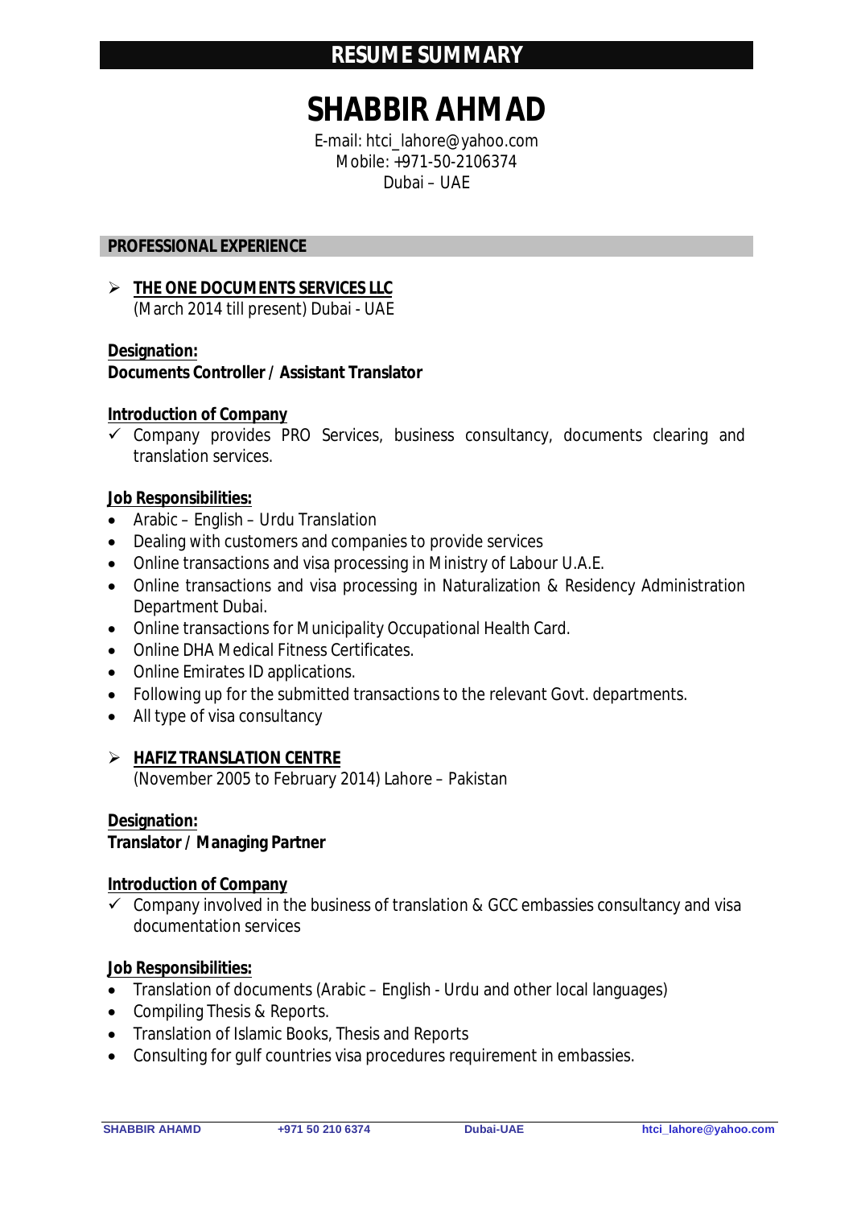# RESUME SUMMARY

# SHABBIR AHMAD

E-mail: htci_lahore@yahoo.com
Mobile: +971-50-2106374
Dubai – UAE

## PROFESSIONAL EXPERIENCE

- **THE ONE DOCUMENTS SERVICES LLC**
  (March 2014 till present) Dubai - UAE

**Designation:**
**Documents Controller / Assistant Translator**

**Introduction of Company**

- ✓ Company provides PRO Services, business consultancy, documents clearing and translation services.

**Job Responsibilities:**

- Arabic – English – Urdu Translation
- Dealing with customers and companies to provide services
- Online transactions and visa processing in Ministry of Labour U.A.E.
- Online transactions and visa processing in Naturalization & Residency Administration Department Dubai.
- Online transactions for Municipality Occupational Health Card.
- Online DHA Medical Fitness Certificates.
- Online Emirates ID applications.
- Following up for the submitted transactions to the relevant Govt. departments.
- All type of visa consultancy

- **HAFIZ TRANSLATION CENTRE**
  (November 2005 to February 2014) Lahore – Pakistan

**Designation:**
**Translator / Managing Partner**

**Introduction of Company**

- ✓ Company involved in the business of translation & GCC embassies consultancy and visa documentation services

**Job Responsibilities:**

- Translation of documents (Arabic – English - Urdu and other local languages)
- Compiling Thesis & Reports.
- Translation of Islamic Books, Thesis and Reports
- Consulting for gulf countries visa procedures requirement in embassies.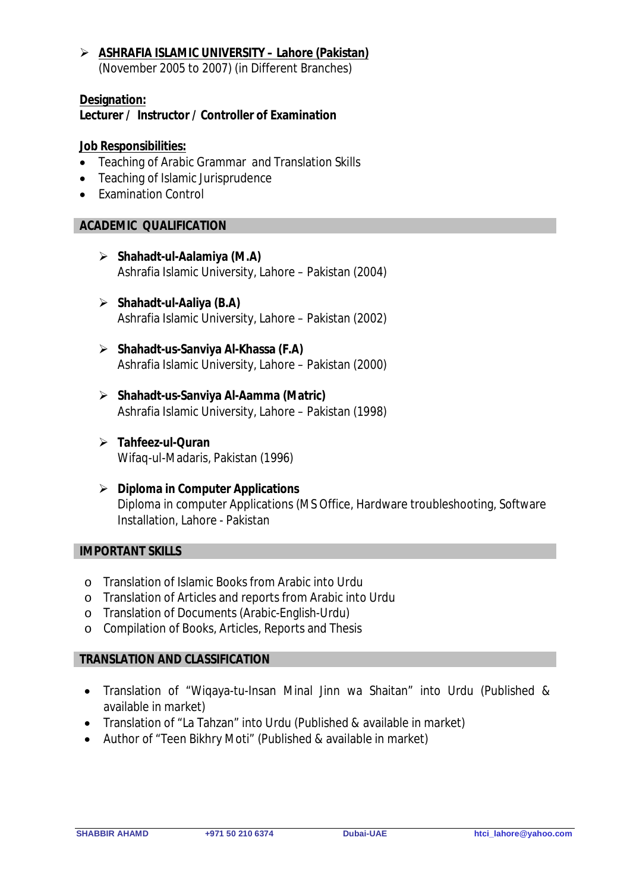- **ASHRAFIA ISLAMIC UNIVERSITY – Lahore (Pakistan)**
  (November 2005 to 2007) (in Different Branches)

**Designation:**
**Lecturer / Instructor / Controller of Examination**

**Job Responsibilities:**

- Teaching of Arabic Grammar and Translation Skills
- Teaching of Islamic Jurisprudence
- Examination Control

## ACADEMIC QUALIFICATION

- **Shahadt-ul-Aalamiya (M.A)**
  Ashrafia Islamic University, Lahore – Pakistan (2004)

- **Shahadt-ul-Aaliya (B.A)**
  Ashrafia Islamic University, Lahore – Pakistan (2002)

- **Shahadt-us-Sanviya Al-Khassa (F.A)**
  Ashrafia Islamic University, Lahore – Pakistan (2000)

- **Shahadt-us-Sanviya Al-Aamma (Matric)**
  Ashrafia Islamic University, Lahore – Pakistan (1998)

- **Tahfeez-ul-Quran**
  Wifaq-ul-Madaris, Pakistan (1996)

- **Diploma in Computer Applications**
  Diploma in computer Applications (MS Office, Hardware troubleshooting, Software Installation, Lahore - Pakistan

## IMPORTANT SKILLS

- Translation of Islamic Books from Arabic into Urdu
- Translation of Articles and reports from Arabic into Urdu
- Translation of Documents (Arabic-English-Urdu)
- Compilation of Books, Articles, Reports and Thesis

## TRANSLATION AND CLASSIFICATION

- Translation of "Wiqaya-tu-Insan Minal Jinn wa Shaitan" into Urdu (Published & available in market)
- Translation of "La Tahzan" into Urdu (Published & available in market)
- Author of "Teen Bikhry Moti" (Published & available in market)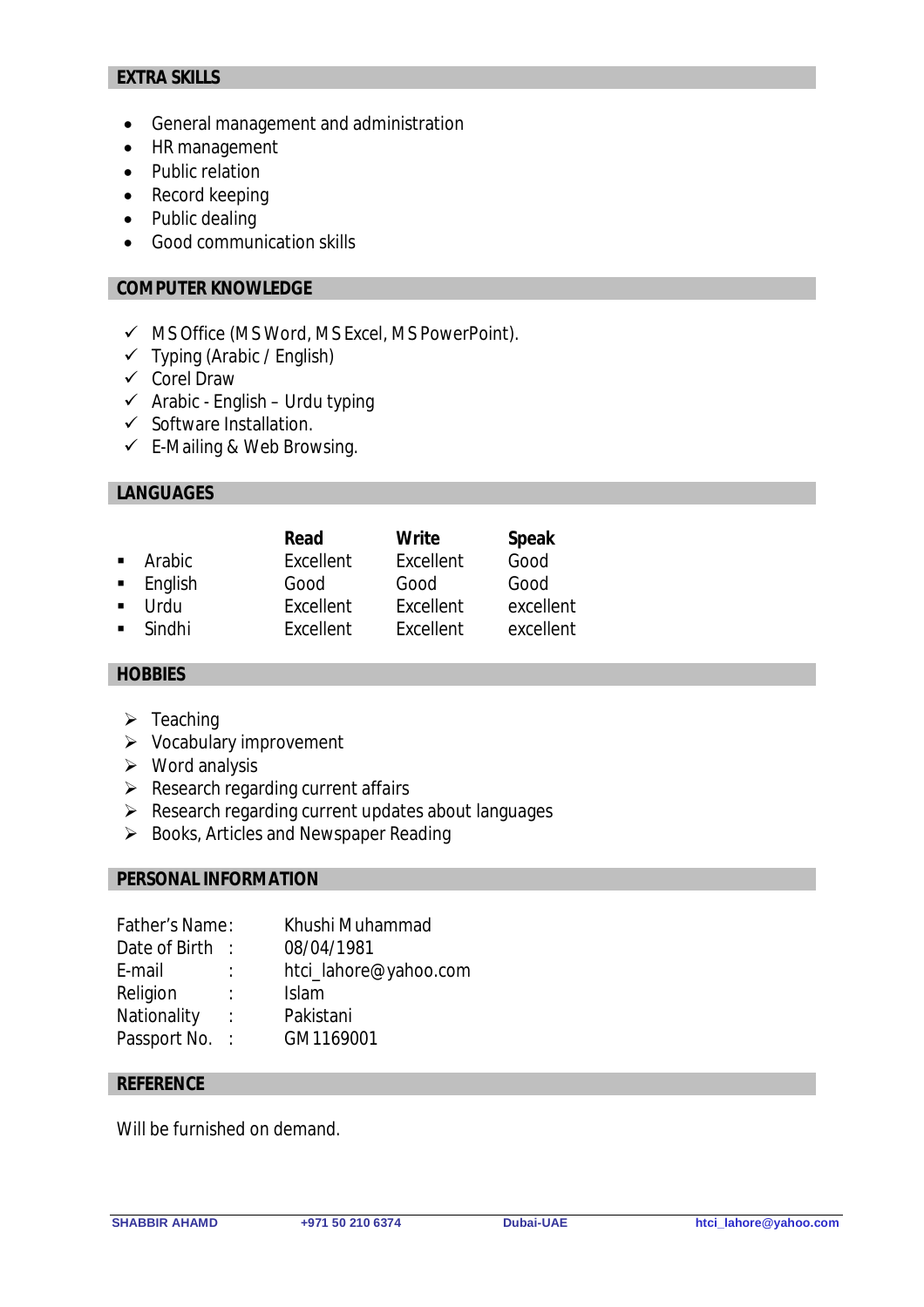## EXTRA SKILLS

- General management and administration
- HR management
- Public relation
- Record keeping
- Public dealing
- Good communication skills

## COMPUTER KNOWLEDGE

- ✓ MS Office (MS Word, MS Excel, MS PowerPoint).
- ✓ Typing (Arabic / English)
- ✓ Corel Draw
- ✓ Arabic - English – Urdu typing
- ✓ Software Installation.
- ✓ E-Mailing & Web Browsing.

## LANGUAGES

| | Read | Write | Speak |
|---|---|---|---|
| Arabic | Excellent | Excellent | Good |
| English | Good | Good | Good |
| Urdu | Excellent | Excellent | excellent |
| Sindhi | Excellent | Excellent | excellent |

## HOBBIES

- ➢ Teaching
- ➢ Vocabulary improvement
- ➢ Word analysis
- ➢ Research regarding current affairs
- ➢ Research regarding current updates about languages
- ➢ Books, Articles and Newspaper Reading

## PERSONAL INFORMATION

| | | |
|---|---|---|
| Father's Name | : | Khushi Muhammad |
| Date of Birth | : | 08/04/1981 |
| E-mail | : | htci_lahore@yahoo.com |
| Religion | : | Islam |
| Nationality | : | Pakistani |
| Passport No. | : | GM1169001 |

## REFERENCE

Will be furnished on demand.